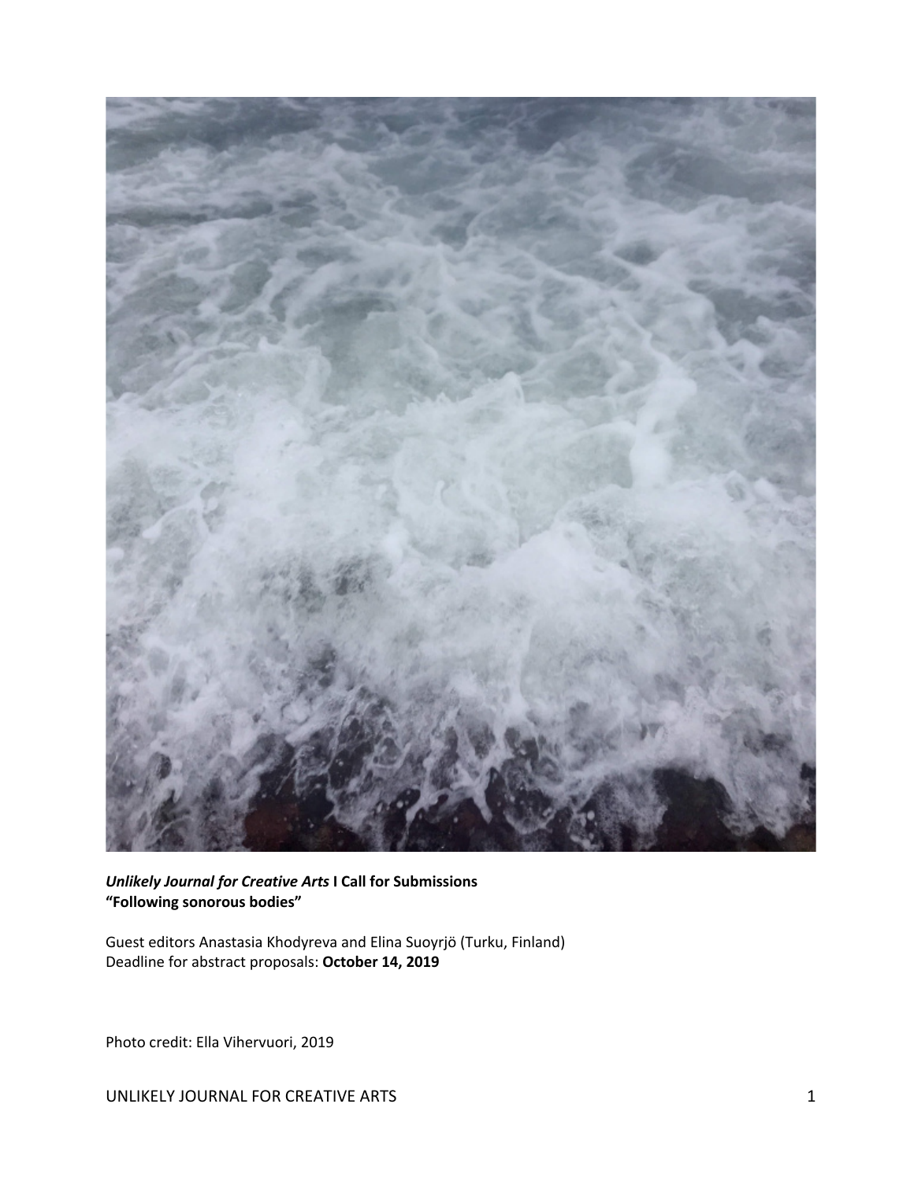***Unlikely Journal for Creative Arts* I Call for Submissions**
**"Following sonorous bodies"**

Guest editors Anastasia Khodyreva and Elina Suoyrjö (Turku, Finland)
Deadline for abstract proposals: **October 14, 2019**

Photo credit: Ella Vihervuori, 2019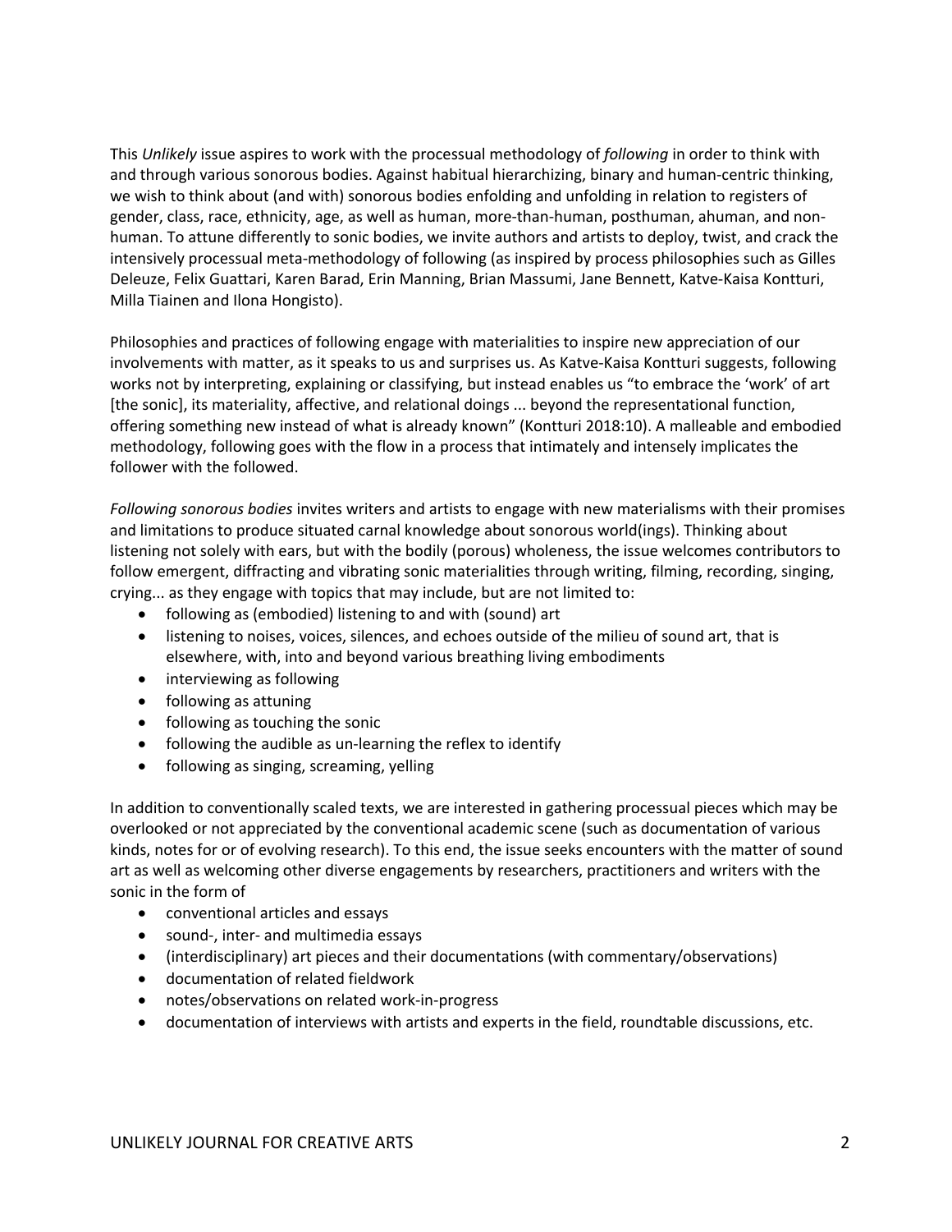This *Unlikely* issue aspires to work with the processual methodology of *following* in order to think with and through various sonorous bodies. Against habitual hierarchizing, binary and human-centric thinking, we wish to think about (and with) sonorous bodies enfolding and unfolding in relation to registers of gender, class, race, ethnicity, age, as well as human, more-than-human, posthuman, ahuman, and non-human. To attune differently to sonic bodies, we invite authors and artists to deploy, twist, and crack the intensively processual meta-methodology of following (as inspired by process philosophies such as Gilles Deleuze, Felix Guattari, Karen Barad, Erin Manning, Brian Massumi, Jane Bennett, Katve-Kaisa Kontturi, Milla Tiainen and Ilona Hongisto).

Philosophies and practices of following engage with materialities to inspire new appreciation of our involvements with matter, as it speaks to us and surprises us. As Katve-Kaisa Kontturi suggests, following works not by interpreting, explaining or classifying, but instead enables us "to embrace the 'work' of art [the sonic], its materiality, affective, and relational doings ... beyond the representational function, offering something new instead of what is already known" (Kontturi 2018:10). A malleable and embodied methodology, following goes with the flow in a process that intimately and intensely implicates the follower with the followed.

*Following sonorous bodies* invites writers and artists to engage with new materialisms with their promises and limitations to produce situated carnal knowledge about sonorous world(ings). Thinking about listening not solely with ears, but with the bodily (porous) wholeness, the issue welcomes contributors to follow emergent, diffracting and vibrating sonic materialities through writing, filming, recording, singing, crying... as they engage with topics that may include, but are not limited to:

- following as (embodied) listening to and with (sound) art
- listening to noises, voices, silences, and echoes outside of the milieu of sound art, that is elsewhere, with, into and beyond various breathing living embodiments
- interviewing as following
- following as attuning
- following as touching the sonic
- following the audible as un-learning the reflex to identify
- following as singing, screaming, yelling

In addition to conventionally scaled texts, we are interested in gathering processual pieces which may be overlooked or not appreciated by the conventional academic scene (such as documentation of various kinds, notes for or of evolving research). To this end, the issue seeks encounters with the matter of sound art as well as welcoming other diverse engagements by researchers, practitioners and writers with the sonic in the form of

- conventional articles and essays
- sound-, inter- and multimedia essays
- (interdisciplinary) art pieces and their documentations (with commentary/observations)
- documentation of related fieldwork
- notes/observations on related work-in-progress
- documentation of interviews with artists and experts in the field, roundtable discussions, etc.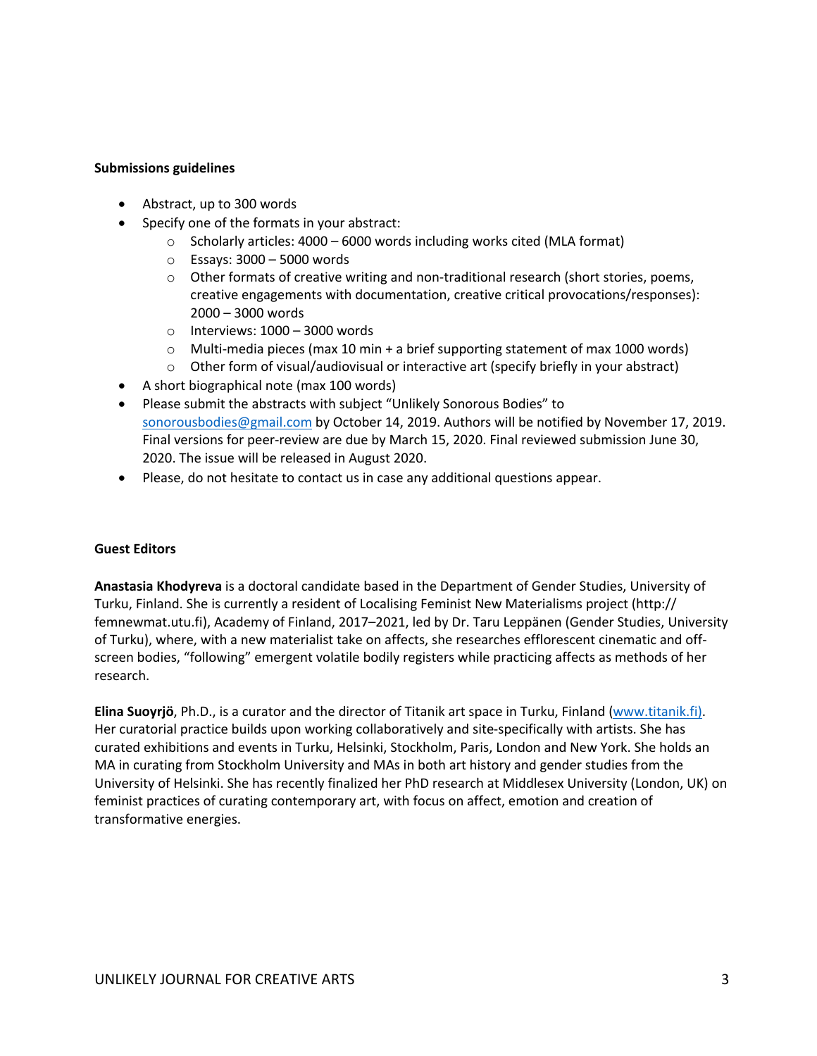**Submissions guidelines**

- Abstract, up to 300 words
- Specify one of the formats in your abstract:
    - Scholarly articles: 4000 – 6000 words including works cited (MLA format)
    - Essays: 3000 – 5000 words
    - Other formats of creative writing and non-traditional research (short stories, poems, creative engagements with documentation, creative critical provocations/responses): 2000 – 3000 words
    - Interviews: 1000 – 3000 words
    - Multi-media pieces (max 10 min + a brief supporting statement of max 1000 words)
    - Other form of visual/audiovisual or interactive art (specify briefly in your abstract)
- A short biographical note (max 100 words)
- Please submit the abstracts with subject "Unlikely Sonorous Bodies" to sonorousbodies@gmail.com by October 14, 2019. Authors will be notified by November 17, 2019. Final versions for peer-review are due by March 15, 2020. Final reviewed submission June 30, 2020. The issue will be released in August 2020.
- Please, do not hesitate to contact us in case any additional questions appear.

**Guest Editors**

**Anastasia Khodyreva** is a doctoral candidate based in the Department of Gender Studies, University of Turku, Finland. She is currently a resident of Localising Feminist New Materialisms project (http://femnewmat.utu.fi), Academy of Finland, 2017–2021, led by Dr. Taru Leppänen (Gender Studies, University of Turku), where, with a new materialist take on affects, she researches efflorescent cinematic and off-screen bodies, "following" emergent volatile bodily registers while practicing affects as methods of her research.

**Elina Suoyrjö**, Ph.D., is a curator and the director of Titanik art space in Turku, Finland (www.titanik.fi). Her curatorial practice builds upon working collaboratively and site-specifically with artists. She has curated exhibitions and events in Turku, Helsinki, Stockholm, Paris, London and New York. She holds an MA in curating from Stockholm University and MAs in both art history and gender studies from the University of Helsinki. She has recently finalized her PhD research at Middlesex University (London, UK) on feminist practices of curating contemporary art, with focus on affect, emotion and creation of transformative energies.